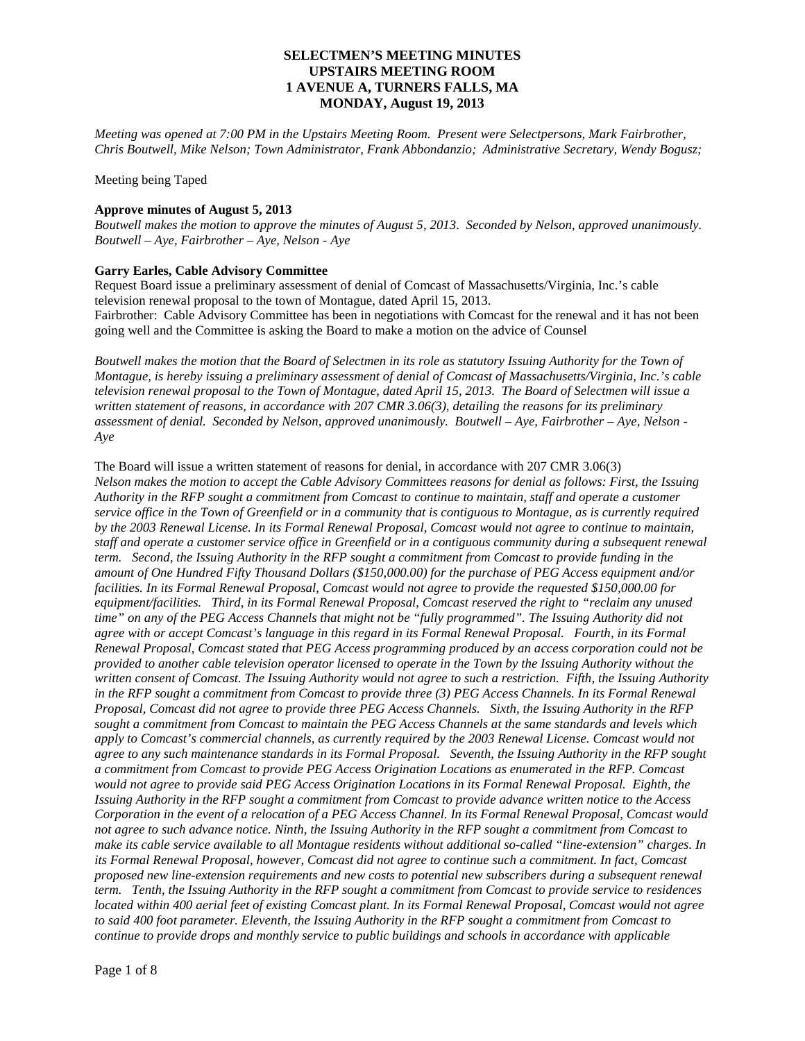**SELECTMEN'S MEETING MINUTES**
**UPSTAIRS MEETING ROOM**
**1 AVENUE A, TURNERS FALLS, MA**
**MONDAY, August 19, 2013**

*Meeting was opened at 7:00 PM in the Upstairs Meeting Room. Present were Selectpersons, Mark Fairbrother, Chris Boutwell, Mike Nelson; Town Administrator, Frank Abbondanzio; Administrative Secretary, Wendy Bogusz;*

Meeting being Taped

**Approve minutes of August 5, 2013**

*Boutwell makes the motion to approve the minutes of August 5, 2013. Seconded by Nelson, approved unanimously. Boutwell – Aye, Fairbrother – Aye, Nelson - Aye*

**Garry Earles, Cable Advisory Committee**

Request Board issue a preliminary assessment of denial of Comcast of Massachusetts/Virginia, Inc.'s cable television renewal proposal to the town of Montague, dated April 15, 2013.

Fairbrother: Cable Advisory Committee has been in negotiations with Comcast for the renewal and it has not been going well and the Committee is asking the Board to make a motion on the advice of Counsel

*Boutwell makes the motion that the Board of Selectmen in its role as statutory Issuing Authority for the Town of Montague, is hereby issuing a preliminary assessment of denial of Comcast of Massachusetts/Virginia, Inc.'s cable television renewal proposal to the Town of Montague, dated April 15, 2013. The Board of Selectmen will issue a written statement of reasons, in accordance with 207 CMR 3.06(3), detailing the reasons for its preliminary assessment of denial. Seconded by Nelson, approved unanimously. Boutwell – Aye, Fairbrother – Aye, Nelson - Aye*

The Board will issue a written statement of reasons for denial, in accordance with 207 CMR 3.06(3)

*Nelson makes the motion to accept the Cable Advisory Committees reasons for denial as follows: First, the Issuing Authority in the RFP sought a commitment from Comcast to continue to maintain, staff and operate a customer service office in the Town of Greenfield or in a community that is contiguous to Montague, as is currently required by the 2003 Renewal License. In its Formal Renewal Proposal, Comcast would not agree to continue to maintain, staff and operate a customer service office in Greenfield or in a contiguous community during a subsequent renewal term. Second, the Issuing Authority in the RFP sought a commitment from Comcast to provide funding in the amount of One Hundred Fifty Thousand Dollars ($150,000.00) for the purchase of PEG Access equipment and/or facilities. In its Formal Renewal Proposal, Comcast would not agree to provide the requested $150,000.00 for equipment/facilities. Third, in its Formal Renewal Proposal, Comcast reserved the right to "reclaim any unused time" on any of the PEG Access Channels that might not be "fully programmed". The Issuing Authority did not agree with or accept Comcast's language in this regard in its Formal Renewal Proposal. Fourth, in its Formal Renewal Proposal, Comcast stated that PEG Access programming produced by an access corporation could not be provided to another cable television operator licensed to operate in the Town by the Issuing Authority without the written consent of Comcast. The Issuing Authority would not agree to such a restriction. Fifth, the Issuing Authority in the RFP sought a commitment from Comcast to provide three (3) PEG Access Channels. In its Formal Renewal Proposal, Comcast did not agree to provide three PEG Access Channels. Sixth, the Issuing Authority in the RFP sought a commitment from Comcast to maintain the PEG Access Channels at the same standards and levels which apply to Comcast's commercial channels, as currently required by the 2003 Renewal License. Comcast would not agree to any such maintenance standards in its Formal Proposal. Seventh, the Issuing Authority in the RFP sought a commitment from Comcast to provide PEG Access Origination Locations as enumerated in the RFP. Comcast would not agree to provide said PEG Access Origination Locations in its Formal Renewal Proposal. Eighth, the Issuing Authority in the RFP sought a commitment from Comcast to provide advance written notice to the Access Corporation in the event of a relocation of a PEG Access Channel. In its Formal Renewal Proposal, Comcast would not agree to such advance notice. Ninth, the Issuing Authority in the RFP sought a commitment from Comcast to make its cable service available to all Montague residents without additional so-called "line-extension" charges. In its Formal Renewal Proposal, however, Comcast did not agree to continue such a commitment. In fact, Comcast proposed new line-extension requirements and new costs to potential new subscribers during a subsequent renewal term. Tenth, the Issuing Authority in the RFP sought a commitment from Comcast to provide service to residences located within 400 aerial feet of existing Comcast plant. In its Formal Renewal Proposal, Comcast would not agree to said 400 foot parameter. Eleventh, the Issuing Authority in the RFP sought a commitment from Comcast to continue to provide drops and monthly service to public buildings and schools in accordance with applicable*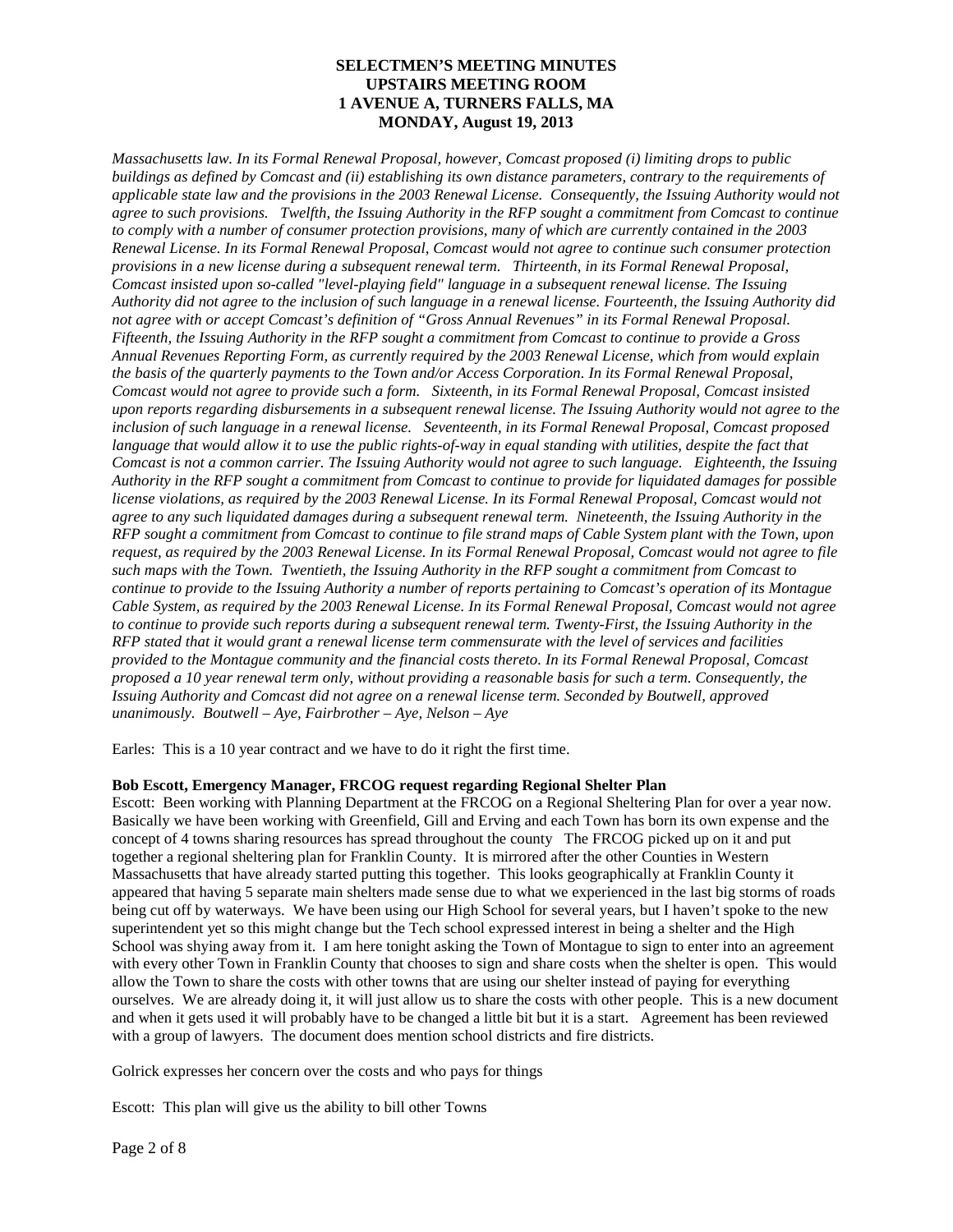**SELECTMEN'S MEETING MINUTES**
**UPSTAIRS MEETING ROOM**
**1 AVENUE A, TURNERS FALLS, MA**
**MONDAY, August 19, 2013**

*Massachusetts law. In its Formal Renewal Proposal, however, Comcast proposed (i) limiting drops to public buildings as defined by Comcast and (ii) establishing its own distance parameters, contrary to the requirements of applicable state law and the provisions in the 2003 Renewal License. Consequently, the Issuing Authority would not agree to such provisions. Twelfth, the Issuing Authority in the RFP sought a commitment from Comcast to continue to comply with a number of consumer protection provisions, many of which are currently contained in the 2003 Renewal License. In its Formal Renewal Proposal, Comcast would not agree to continue such consumer protection provisions in a new license during a subsequent renewal term. Thirteenth, in its Formal Renewal Proposal, Comcast insisted upon so-called "level-playing field" language in a subsequent renewal license. The Issuing Authority did not agree to the inclusion of such language in a renewal license. Fourteenth, the Issuing Authority did not agree with or accept Comcast's definition of "Gross Annual Revenues" in its Formal Renewal Proposal. Fifteenth, the Issuing Authority in the RFP sought a commitment from Comcast to continue to provide a Gross Annual Revenues Reporting Form, as currently required by the 2003 Renewal License, which from would explain the basis of the quarterly payments to the Town and/or Access Corporation. In its Formal Renewal Proposal, Comcast would not agree to provide such a form. Sixteenth, in its Formal Renewal Proposal, Comcast insisted upon reports regarding disbursements in a subsequent renewal license. The Issuing Authority would not agree to the inclusion of such language in a renewal license. Seventeenth, in its Formal Renewal Proposal, Comcast proposed language that would allow it to use the public rights-of-way in equal standing with utilities, despite the fact that Comcast is not a common carrier. The Issuing Authority would not agree to such language. Eighteenth, the Issuing Authority in the RFP sought a commitment from Comcast to continue to provide for liquidated damages for possible license violations, as required by the 2003 Renewal License. In its Formal Renewal Proposal, Comcast would not agree to any such liquidated damages during a subsequent renewal term. Nineteenth, the Issuing Authority in the RFP sought a commitment from Comcast to continue to file strand maps of Cable System plant with the Town, upon request, as required by the 2003 Renewal License. In its Formal Renewal Proposal, Comcast would not agree to file such maps with the Town. Twentieth, the Issuing Authority in the RFP sought a commitment from Comcast to continue to provide to the Issuing Authority a number of reports pertaining to Comcast's operation of its Montague Cable System, as required by the 2003 Renewal License. In its Formal Renewal Proposal, Comcast would not agree to continue to provide such reports during a subsequent renewal term. Twenty-First, the Issuing Authority in the RFP stated that it would grant a renewal license term commensurate with the level of services and facilities provided to the Montague community and the financial costs thereto. In its Formal Renewal Proposal, Comcast proposed a 10 year renewal term only, without providing a reasonable basis for such a term. Consequently, the Issuing Authority and Comcast did not agree on a renewal license term. Seconded by Boutwell, approved unanimously. Boutwell – Aye, Fairbrother – Aye, Nelson – Aye*

Earles: This is a 10 year contract and we have to do it right the first time.

**Bob Escott, Emergency Manager, FRCOG request regarding Regional Shelter Plan**

Escott: Been working with Planning Department at the FRCOG on a Regional Sheltering Plan for over a year now. Basically we have been working with Greenfield, Gill and Erving and each Town has born its own expense and the concept of 4 towns sharing resources has spread throughout the county The FRCOG picked up on it and put together a regional sheltering plan for Franklin County. It is mirrored after the other Counties in Western Massachusetts that have already started putting this together. This looks geographically at Franklin County it appeared that having 5 separate main shelters made sense due to what we experienced in the last big storms of roads being cut off by waterways. We have been using our High School for several years, but I haven't spoke to the new superintendent yet so this might change but the Tech school expressed interest in being a shelter and the High School was shying away from it. I am here tonight asking the Town of Montague to sign to enter into an agreement with every other Town in Franklin County that chooses to sign and share costs when the shelter is open. This would allow the Town to share the costs with other towns that are using our shelter instead of paying for everything ourselves. We are already doing it, it will just allow us to share the costs with other people. This is a new document and when it gets used it will probably have to be changed a little bit but it is a start. Agreement has been reviewed with a group of lawyers. The document does mention school districts and fire districts.

Golrick expresses her concern over the costs and who pays for things

Escott: This plan will give us the ability to bill other Towns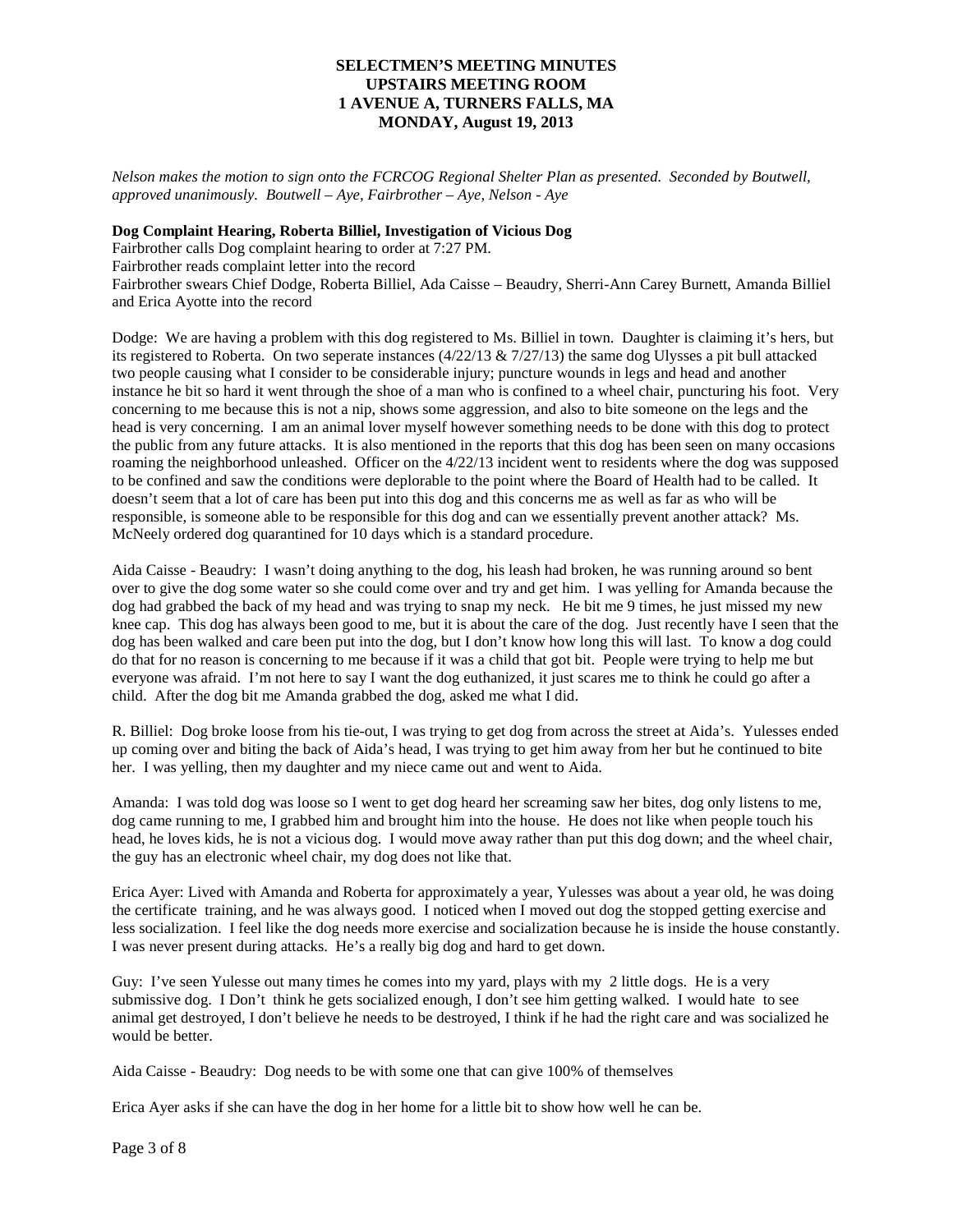**SELECTMEN'S MEETING MINUTES**
**UPSTAIRS MEETING ROOM**
**1 AVENUE A, TURNERS FALLS, MA**
**MONDAY, August 19, 2013**

*Nelson makes the motion to sign onto the FCRCOG Regional Shelter Plan as presented. Seconded by Boutwell, approved unanimously. Boutwell – Aye, Fairbrother – Aye, Nelson - Aye*

**Dog Complaint Hearing, Roberta Billiel, Investigation of Vicious Dog**

Fairbrother calls Dog complaint hearing to order at 7:27 PM.
Fairbrother reads complaint letter into the record
Fairbrother swears Chief Dodge, Roberta Billiel, Ada Caisse – Beaudry, Sherri-Ann Carey Burnett, Amanda Billiel and Erica Ayotte into the record

Dodge: We are having a problem with this dog registered to Ms. Billiel in town. Daughter is claiming it's hers, but its registered to Roberta. On two seperate instances (4/22/13 & 7/27/13) the same dog Ulysses a pit bull attacked two people causing what I consider to be considerable injury; puncture wounds in legs and head and another instance he bit so hard it went through the shoe of a man who is confined to a wheel chair, puncturing his foot. Very concerning to me because this is not a nip, shows some aggression, and also to bite someone on the legs and the head is very concerning. I am an animal lover myself however something needs to be done with this dog to protect the public from any future attacks. It is also mentioned in the reports that this dog has been seen on many occasions roaming the neighborhood unleashed. Officer on the 4/22/13 incident went to residents where the dog was supposed to be confined and saw the conditions were deplorable to the point where the Board of Health had to be called. It doesn't seem that a lot of care has been put into this dog and this concerns me as well as far as who will be responsible, is someone able to be responsible for this dog and can we essentially prevent another attack? Ms. McNeely ordered dog quarantined for 10 days which is a standard procedure.

Aida Caisse - Beaudry: I wasn't doing anything to the dog, his leash had broken, he was running around so bent over to give the dog some water so she could come over and try and get him. I was yelling for Amanda because the dog had grabbed the back of my head and was trying to snap my neck. He bit me 9 times, he just missed my new knee cap. This dog has always been good to me, but it is about the care of the dog. Just recently have I seen that the dog has been walked and care been put into the dog, but I don't know how long this will last. To know a dog could do that for no reason is concerning to me because if it was a child that got bit. People were trying to help me but everyone was afraid. I'm not here to say I want the dog euthanized, it just scares me to think he could go after a child. After the dog bit me Amanda grabbed the dog, asked me what I did.

R. Billiel: Dog broke loose from his tie-out, I was trying to get dog from across the street at Aida's. Yulesses ended up coming over and biting the back of Aida's head, I was trying to get him away from her but he continued to bite her. I was yelling, then my daughter and my niece came out and went to Aida.

Amanda: I was told dog was loose so I went to get dog heard her screaming saw her bites, dog only listens to me, dog came running to me, I grabbed him and brought him into the house. He does not like when people touch his head, he loves kids, he is not a vicious dog. I would move away rather than put this dog down; and the wheel chair, the guy has an electronic wheel chair, my dog does not like that.

Erica Ayer: Lived with Amanda and Roberta for approximately a year, Yulesses was about a year old, he was doing the certificate training, and he was always good. I noticed when I moved out dog the stopped getting exercise and less socialization. I feel like the dog needs more exercise and socialization because he is inside the house constantly. I was never present during attacks. He's a really big dog and hard to get down.

Guy: I've seen Yulesse out many times he comes into my yard, plays with my 2 little dogs. He is a very submissive dog. I Don't think he gets socialized enough, I don't see him getting walked. I would hate to see animal get destroyed, I don't believe he needs to be destroyed, I think if he had the right care and was socialized he would be better.

Aida Caisse - Beaudry: Dog needs to be with some one that can give 100% of themselves

Erica Ayer asks if she can have the dog in her home for a little bit to show how well he can be.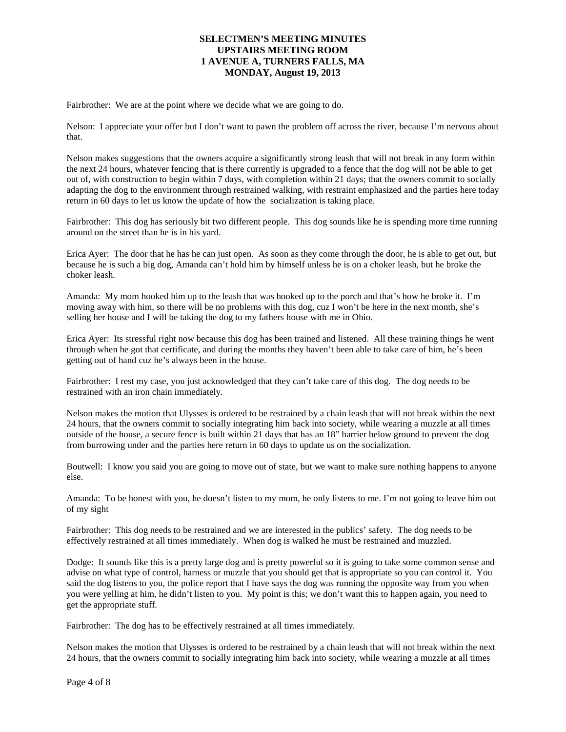**SELECTMEN'S MEETING MINUTES**
**UPSTAIRS MEETING ROOM**
**1 AVENUE A, TURNERS FALLS, MA**
**MONDAY, August 19, 2013**

Fairbrother: We are at the point where we decide what we are going to do.

Nelson: I appreciate your offer but I don't want to pawn the problem off across the river, because I'm nervous about that.

Nelson makes suggestions that the owners acquire a significantly strong leash that will not break in any form within the next 24 hours, whatever fencing that is there currently is upgraded to a fence that the dog will not be able to get out of, with construction to begin within 7 days, with completion within 21 days; that the owners commit to socially adapting the dog to the environment through restrained walking, with restraint emphasized and the parties here today return in 60 days to let us know the update of how the socialization is taking place.

Fairbrother: This dog has seriously bit two different people. This dog sounds like he is spending more time running around on the street than he is in his yard.

Erica Ayer: The door that he has he can just open. As soon as they come through the door, he is able to get out, but because he is such a big dog, Amanda can't hold him by himself unless he is on a choker leash, but he broke the choker leash.

Amanda: My mom hooked him up to the leash that was hooked up to the porch and that's how he broke it. I'm moving away with him, so there will be no problems with this dog, cuz I won't be here in the next month, she's selling her house and I will be taking the dog to my fathers house with me in Ohio.

Erica Ayer: Its stressful right now because this dog has been trained and listened. All these training things he went through when he got that certificate, and during the months they haven't been able to take care of him, he's been getting out of hand cuz he's always been in the house.

Fairbrother: I rest my case, you just acknowledged that they can't take care of this dog. The dog needs to be restrained with an iron chain immediately.

Nelson makes the motion that Ulysses is ordered to be restrained by a chain leash that will not break within the next 24 hours, that the owners commit to socially integrating him back into society, while wearing a muzzle at all times outside of the house, a secure fence is built within 21 days that has an 18" barrier below ground to prevent the dog from burrowing under and the parties here return in 60 days to update us on the socialization.

Boutwell: I know you said you are going to move out of state, but we want to make sure nothing happens to anyone else.

Amanda: To be honest with you, he doesn't listen to my mom, he only listens to me. I'm not going to leave him out of my sight

Fairbrother: This dog needs to be restrained and we are interested in the publics' safety. The dog needs to be effectively restrained at all times immediately. When dog is walked he must be restrained and muzzled.

Dodge: It sounds like this is a pretty large dog and is pretty powerful so it is going to take some common sense and advise on what type of control, harness or muzzle that you should get that is appropriate so you can control it. You said the dog listens to you, the police report that I have says the dog was running the opposite way from you when you were yelling at him, he didn't listen to you. My point is this; we don't want this to happen again, you need to get the appropriate stuff.

Fairbrother: The dog has to be effectively restrained at all times immediately.

Nelson makes the motion that Ulysses is ordered to be restrained by a chain leash that will not break within the next 24 hours, that the owners commit to socially integrating him back into society, while wearing a muzzle at all times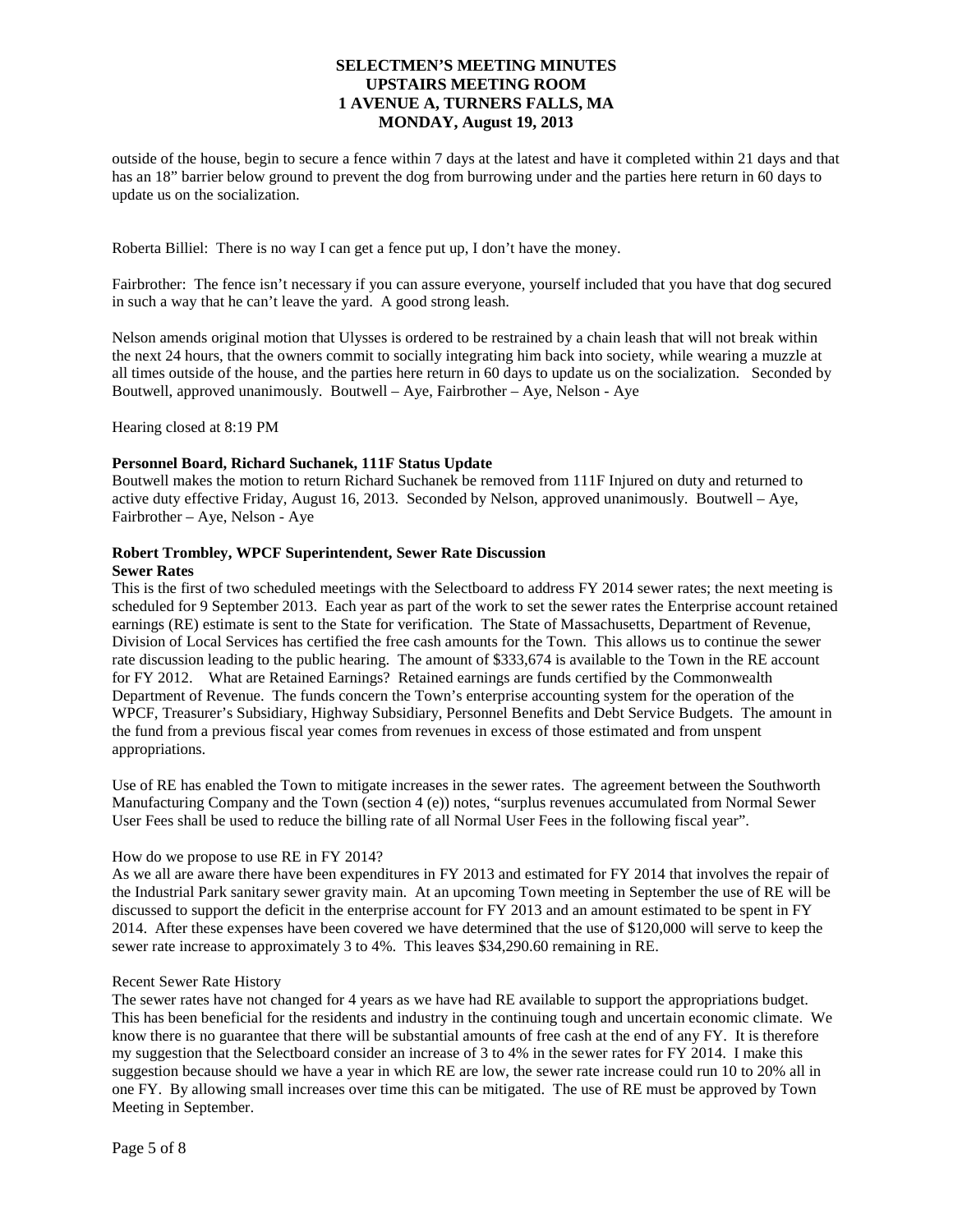outside of the house, begin to secure a fence within 7 days at the latest and have it completed within 21 days and that has an 18" barrier below ground to prevent the dog from burrowing under and the parties here return in 60 days to update us on the socialization.

Roberta Billiel: There is no way I can get a fence put up, I don't have the money.

Fairbrother: The fence isn't necessary if you can assure everyone, yourself included that you have that dog secured in such a way that he can't leave the yard. A good strong leash.

Nelson amends original motion that Ulysses is ordered to be restrained by a chain leash that will not break within the next 24 hours, that the owners commit to socially integrating him back into society, while wearing a muzzle at all times outside of the house, and the parties here return in 60 days to update us on the socialization. Seconded by Boutwell, approved unanimously. Boutwell – Aye, Fairbrother – Aye, Nelson - Aye

Hearing closed at 8:19 PM

**Personnel Board, Richard Suchanek, 111F Status Update**

Boutwell makes the motion to return Richard Suchanek be removed from 111F Injured on duty and returned to active duty effective Friday, August 16, 2013. Seconded by Nelson, approved unanimously. Boutwell – Aye, Fairbrother – Aye, Nelson - Aye

**Robert Trombley, WPCF Superintendent, Sewer Rate Discussion**

**Sewer Rates**

This is the first of two scheduled meetings with the Selectboard to address FY 2014 sewer rates; the next meeting is scheduled for 9 September 2013. Each year as part of the work to set the sewer rates the Enterprise account retained earnings (RE) estimate is sent to the State for verification. The State of Massachusetts, Department of Revenue, Division of Local Services has certified the free cash amounts for the Town. This allows us to continue the sewer rate discussion leading to the public hearing. The amount of $333,674 is available to the Town in the RE account for FY 2012. What are Retained Earnings? Retained earnings are funds certified by the Commonwealth Department of Revenue. The funds concern the Town's enterprise accounting system for the operation of the WPCF, Treasurer's Subsidiary, Highway Subsidiary, Personnel Benefits and Debt Service Budgets. The amount in the fund from a previous fiscal year comes from revenues in excess of those estimated and from unspent appropriations.

Use of RE has enabled the Town to mitigate increases in the sewer rates. The agreement between the Southworth Manufacturing Company and the Town (section 4 (e)) notes, "surplus revenues accumulated from Normal Sewer User Fees shall be used to reduce the billing rate of all Normal User Fees in the following fiscal year".

How do we propose to use RE in FY 2014?

As we all are aware there have been expenditures in FY 2013 and estimated for FY 2014 that involves the repair of the Industrial Park sanitary sewer gravity main. At an upcoming Town meeting in September the use of RE will be discussed to support the deficit in the enterprise account for FY 2013 and an amount estimated to be spent in FY 2014. After these expenses have been covered we have determined that the use of $120,000 will serve to keep the sewer rate increase to approximately 3 to 4%. This leaves $34,290.60 remaining in RE.

Recent Sewer Rate History

The sewer rates have not changed for 4 years as we have had RE available to support the appropriations budget. This has been beneficial for the residents and industry in the continuing tough and uncertain economic climate. We know there is no guarantee that there will be substantial amounts of free cash at the end of any FY. It is therefore my suggestion that the Selectboard consider an increase of 3 to 4% in the sewer rates for FY 2014. I make this suggestion because should we have a year in which RE are low, the sewer rate increase could run 10 to 20% all in one FY. By allowing small increases over time this can be mitigated. The use of RE must be approved by Town Meeting in September.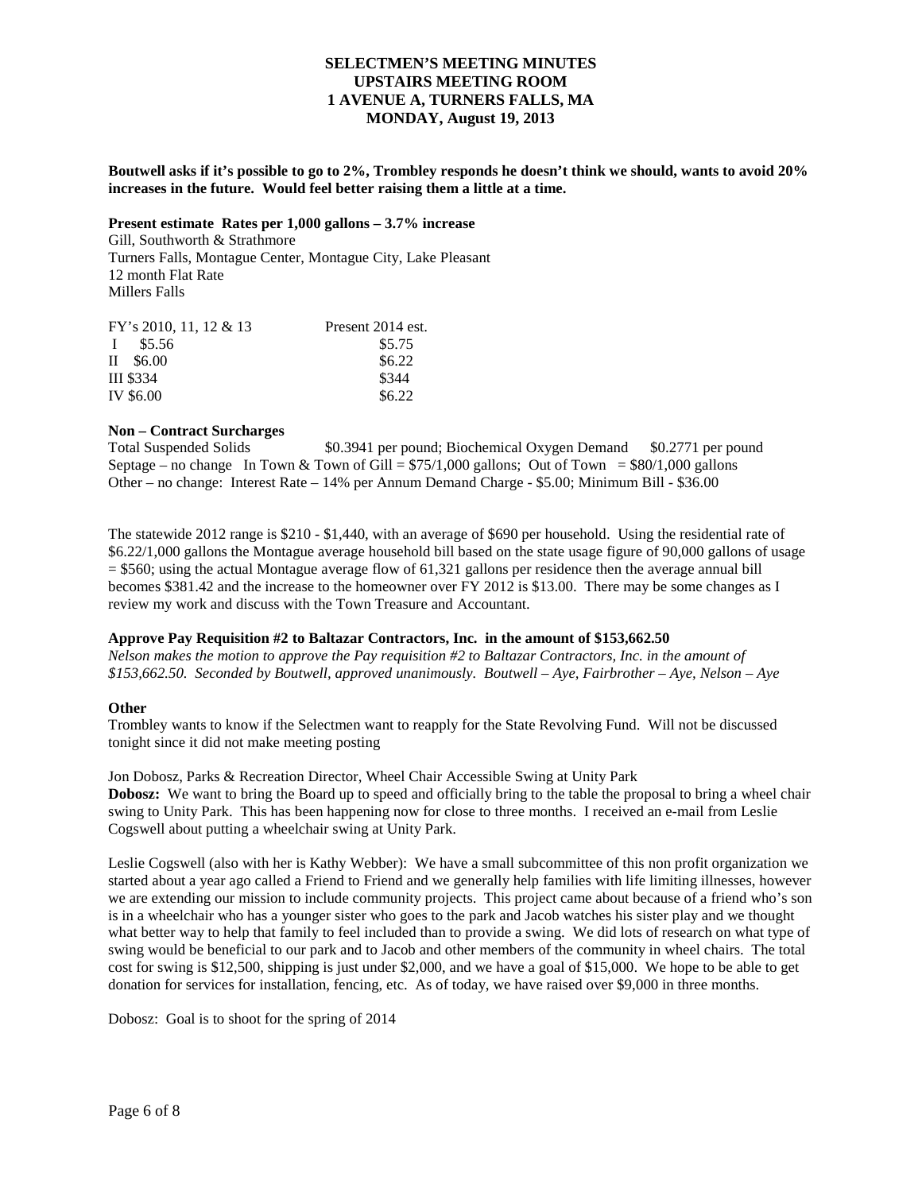# SELECTMEN'S MEETING MINUTES
# UPSTAIRS MEETING ROOM
# 1 AVENUE A, TURNERS FALLS, MA
# MONDAY, August 19, 2013

**Boutwell asks if it's possible to go to 2%, Trombley responds he doesn't think we should, wants to avoid 20% increases in the future. Would feel better raising them a little at a time.**

**Present estimate Rates per 1,000 gallons – 3.7% increase**
Gill, Southworth & Strathmore
Turners Falls, Montague Center, Montague City, Lake Pleasant
12 month Flat Rate
Millers Falls

| FY's 2010, 11, 12 & 13 | Present 2014 est. |
|---|---|
| I $5.56 | $5.75 |
| II $6.00 | $6.22 |
| III $334 | $344 |
| IV $6.00 | $6.22 |

**Non – Contract Surcharges**
Total Suspended Solids $0.3941 per pound; Biochemical Oxygen Demand $0.2771 per pound
Septage – no change In Town & Town of Gill = $75/1,000 gallons; Out of Town = $80/1,000 gallons
Other – no change: Interest Rate – 14% per Annum Demand Charge - $5.00; Minimum Bill - $36.00

The statewide 2012 range is $210 - $1,440, with an average of $690 per household. Using the residential rate of $6.22/1,000 gallons the Montague average household bill based on the state usage figure of 90,000 gallons of usage = $560; using the actual Montague average flow of 61,321 gallons per residence then the average annual bill becomes $381.42 and the increase to the homeowner over FY 2012 is $13.00. There may be some changes as I review my work and discuss with the Town Treasure and Accountant.

**Approve Pay Requisition #2 to Baltazar Contractors, Inc. in the amount of $153,662.50**
*Nelson makes the motion to approve the Pay requisition #2 to Baltazar Contractors, Inc. in the amount of $153,662.50. Seconded by Boutwell, approved unanimously. Boutwell – Aye, Fairbrother – Aye, Nelson – Aye*

**Other**
Trombley wants to know if the Selectmen want to reapply for the State Revolving Fund. Will not be discussed tonight since it did not make meeting posting

Jon Dobosz, Parks & Recreation Director, Wheel Chair Accessible Swing at Unity Park
**Dobosz:** We want to bring the Board up to speed and officially bring to the table the proposal to bring a wheel chair swing to Unity Park. This has been happening now for close to three months. I received an e-mail from Leslie Cogswell about putting a wheelchair swing at Unity Park.

Leslie Cogswell (also with her is Kathy Webber): We have a small subcommittee of this non profit organization we started about a year ago called a Friend to Friend and we generally help families with life limiting illnesses, however we are extending our mission to include community projects. This project came about because of a friend who's son is in a wheelchair who has a younger sister who goes to the park and Jacob watches his sister play and we thought what better way to help that family to feel included than to provide a swing. We did lots of research on what type of swing would be beneficial to our park and to Jacob and other members of the community in wheel chairs. The total cost for swing is $12,500, shipping is just under $2,000, and we have a goal of $15,000. We hope to be able to get donation for services for installation, fencing, etc. As of today, we have raised over $9,000 in three months.

Dobosz: Goal is to shoot for the spring of 2014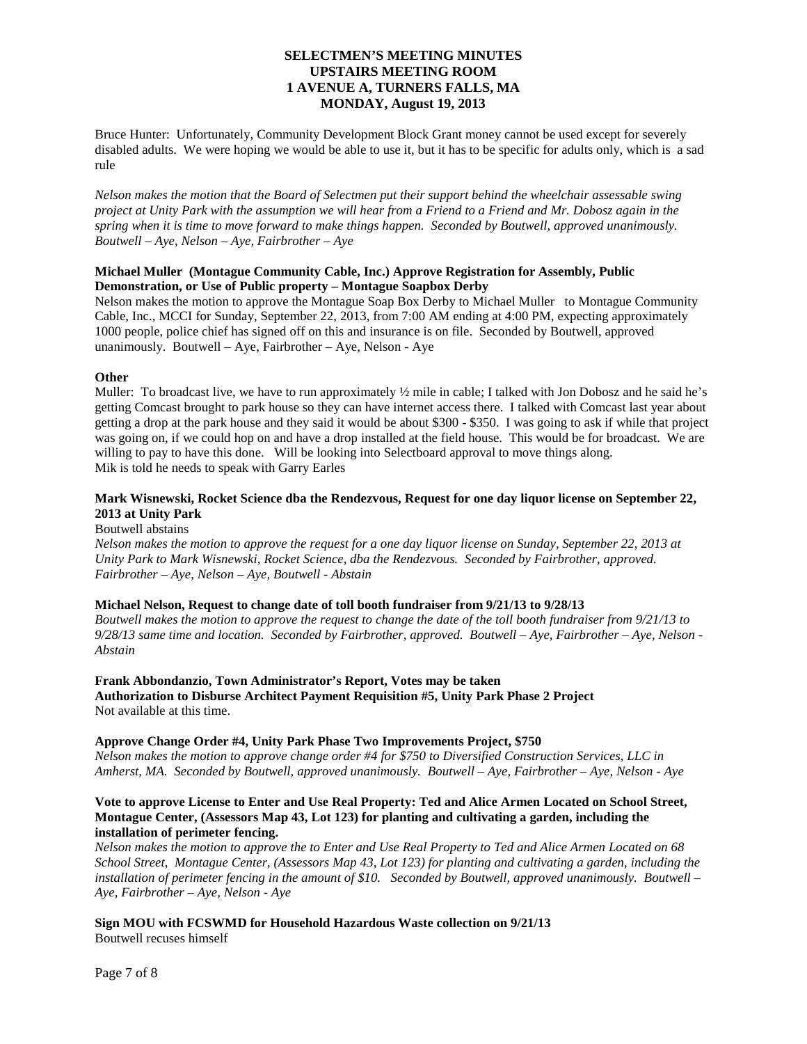**SELECTMEN'S MEETING MINUTES**
**UPSTAIRS MEETING ROOM**
**1 AVENUE A, TURNERS FALLS, MA**
**MONDAY, August 19, 2013**

Bruce Hunter: Unfortunately, Community Development Block Grant money cannot be used except for severely disabled adults. We were hoping we would be able to use it, but it has to be specific for adults only, which is a sad rule

*Nelson makes the motion that the Board of Selectmen put their support behind the wheelchair assessable swing project at Unity Park with the assumption we will hear from a Friend to a Friend and Mr. Dobosz again in the spring when it is time to move forward to make things happen. Seconded by Boutwell, approved unanimously. Boutwell – Aye, Nelson – Aye, Fairbrother – Aye*

**Michael Muller (Montague Community Cable, Inc.) Approve Registration for Assembly, Public Demonstration, or Use of Public property – Montague Soapbox Derby**

Nelson makes the motion to approve the Montague Soap Box Derby to Michael Muller to Montague Community Cable, Inc., MCCI for Sunday, September 22, 2013, from 7:00 AM ending at 4:00 PM, expecting approximately 1000 people, police chief has signed off on this and insurance is on file. Seconded by Boutwell, approved unanimously. Boutwell – Aye, Fairbrother – Aye, Nelson - Aye

**Other**

Muller: To broadcast live, we have to run approximately ½ mile in cable; I talked with Jon Dobosz and he said he's getting Comcast brought to park house so they can have internet access there. I talked with Comcast last year about getting a drop at the park house and they said it would be about $300 - $350. I was going to ask if while that project was going on, if we could hop on and have a drop installed at the field house. This would be for broadcast. We are willing to pay to have this done. Will be looking into Selectboard approval to move things along.
Mik is told he needs to speak with Garry Earles

**Mark Wisnewski, Rocket Science dba the Rendezvous, Request for one day liquor license on September 22, 2013 at Unity Park**

Boutwell abstains

*Nelson makes the motion to approve the request for a one day liquor license on Sunday, September 22, 2013 at Unity Park to Mark Wisnewski, Rocket Science, dba the Rendezvous. Seconded by Fairbrother, approved. Fairbrother – Aye, Nelson – Aye, Boutwell - Abstain*

**Michael Nelson, Request to change date of toll booth fundraiser from 9/21/13 to 9/28/13**

*Boutwell makes the motion to approve the request to change the date of the toll booth fundraiser from 9/21/13 to 9/28/13 same time and location. Seconded by Fairbrother, approved. Boutwell – Aye, Fairbrother – Aye, Nelson - Abstain*

**Frank Abbondanzio, Town Administrator's Report, Votes may be taken**
**Authorization to Disburse Architect Payment Requisition #5, Unity Park Phase 2 Project**

Not available at this time.

**Approve Change Order #4, Unity Park Phase Two Improvements Project, $750**

*Nelson makes the motion to approve change order #4 for $750 to Diversified Construction Services, LLC in Amherst, MA. Seconded by Boutwell, approved unanimously. Boutwell – Aye, Fairbrother – Aye, Nelson - Aye*

**Vote to approve License to Enter and Use Real Property: Ted and Alice Armen Located on School Street, Montague Center, (Assessors Map 43, Lot 123) for planting and cultivating a garden, including the installation of perimeter fencing.**

*Nelson makes the motion to approve the to Enter and Use Real Property to Ted and Alice Armen Located on 68 School Street, Montague Center, (Assessors Map 43, Lot 123) for planting and cultivating a garden, including the installation of perimeter fencing in the amount of $10. Seconded by Boutwell, approved unanimously. Boutwell – Aye, Fairbrother – Aye, Nelson - Aye*

**Sign MOU with FCSWMD for Household Hazardous Waste collection on 9/21/13**

Boutwell recuses himself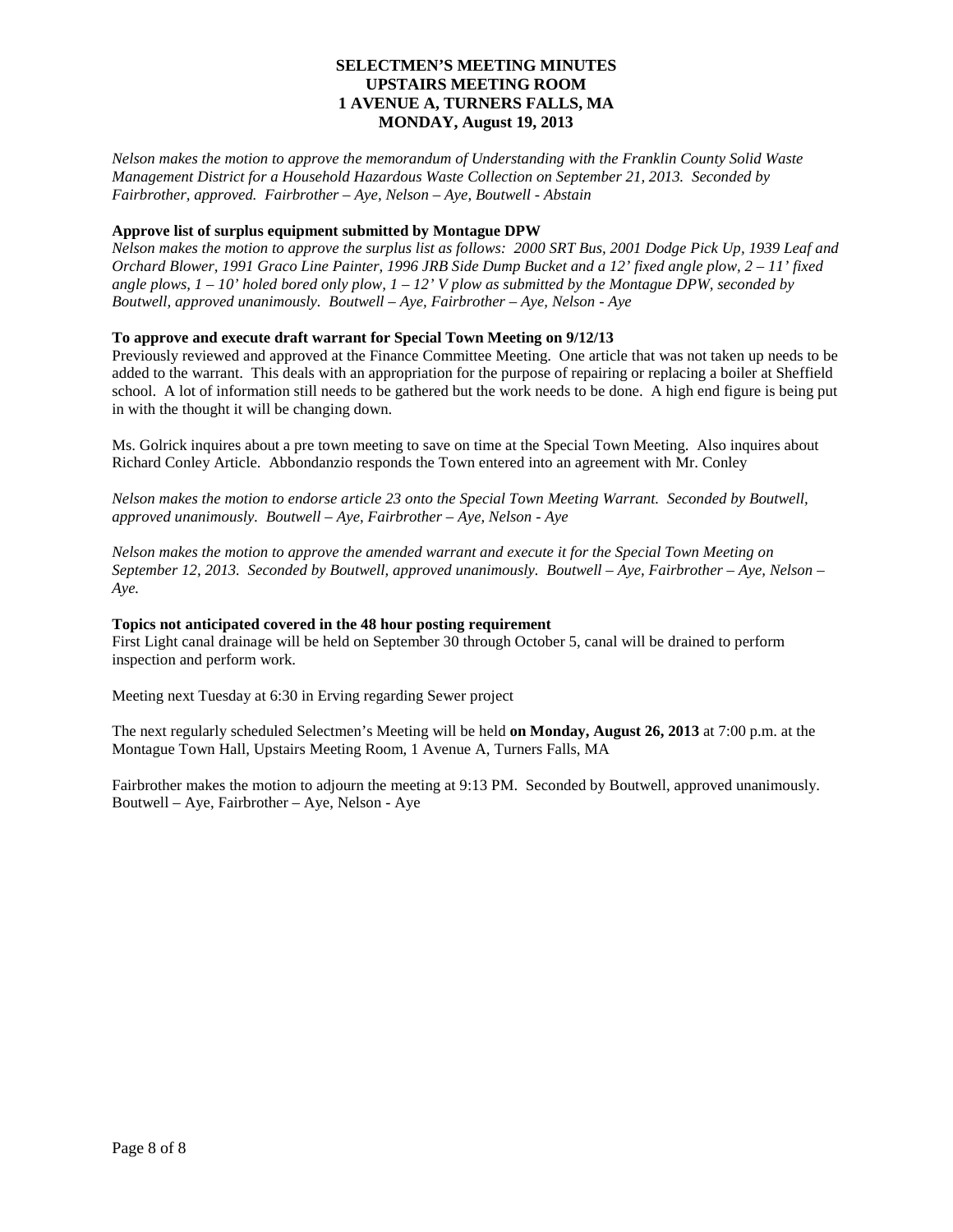**SELECTMEN'S MEETING MINUTES**
**UPSTAIRS MEETING ROOM**
**1 AVENUE A, TURNERS FALLS, MA**
**MONDAY, August 19, 2013**

*Nelson makes the motion to approve the memorandum of Understanding with the Franklin County Solid Waste Management District for a Household Hazardous Waste Collection on September 21, 2013. Seconded by Fairbrother, approved. Fairbrother – Aye, Nelson – Aye, Boutwell - Abstain*

**Approve list of surplus equipment submitted by Montague DPW**

*Nelson makes the motion to approve the surplus list as follows: 2000 SRT Bus, 2001 Dodge Pick Up, 1939 Leaf and Orchard Blower, 1991 Graco Line Painter, 1996 JRB Side Dump Bucket and a 12' fixed angle plow, 2 – 11' fixed angle plows, 1 – 10' holed bored only plow, 1 – 12' V plow as submitted by the Montague DPW, seconded by Boutwell, approved unanimously. Boutwell – Aye, Fairbrother – Aye, Nelson - Aye*

**To approve and execute draft warrant for Special Town Meeting on 9/12/13**

Previously reviewed and approved at the Finance Committee Meeting. One article that was not taken up needs to be added to the warrant. This deals with an appropriation for the purpose of repairing or replacing a boiler at Sheffield school. A lot of information still needs to be gathered but the work needs to be done. A high end figure is being put in with the thought it will be changing down.

Ms. Golrick inquires about a pre town meeting to save on time at the Special Town Meeting. Also inquires about Richard Conley Article. Abbondanzio responds the Town entered into an agreement with Mr. Conley

*Nelson makes the motion to endorse article 23 onto the Special Town Meeting Warrant. Seconded by Boutwell, approved unanimously. Boutwell – Aye, Fairbrother – Aye, Nelson - Aye*

*Nelson makes the motion to approve the amended warrant and execute it for the Special Town Meeting on September 12, 2013. Seconded by Boutwell, approved unanimously. Boutwell – Aye, Fairbrother – Aye, Nelson – Aye.*

**Topics not anticipated covered in the 48 hour posting requirement**

First Light canal drainage will be held on September 30 through October 5, canal will be drained to perform inspection and perform work.

Meeting next Tuesday at 6:30 in Erving regarding Sewer project

The next regularly scheduled Selectmen's Meeting will be held **on Monday, August 26, 2013** at 7:00 p.m. at the Montague Town Hall, Upstairs Meeting Room, 1 Avenue A, Turners Falls, MA

Fairbrother makes the motion to adjourn the meeting at 9:13 PM. Seconded by Boutwell, approved unanimously. Boutwell – Aye, Fairbrother – Aye, Nelson - Aye